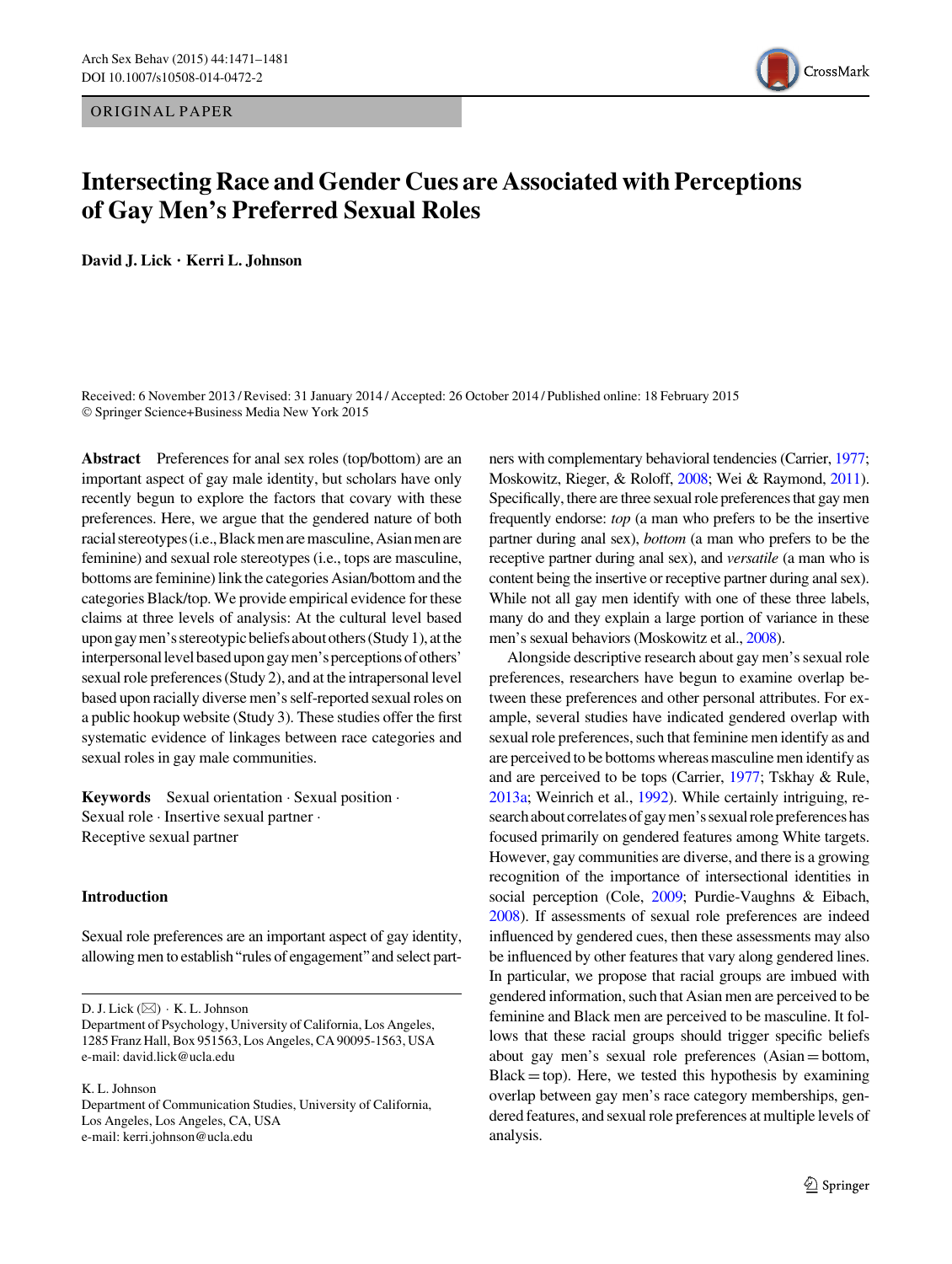ORIGINAL PAPER

# Intersecting Race and Gender Cues are Associated with Perceptions of Gay Men's Preferred Sexual Roles

**David J. Lick · Kerri L. Johnson**

Received: 6 November 2013 / Revised: 31 January 2014 / Accepted: 26 October 2014 / Published online: 18 February 2015
© Springer Science+Business Media New York 2015

**Abstract** Preferences for anal sex roles (top/bottom) are an important aspect of gay male identity, but scholars have only recently begun to explore the factors that covary with these preferences. Here, we argue that the gendered nature of both racial stereotypes (i.e., Black men are masculine, Asian men are feminine) and sexual role stereotypes (i.e., tops are masculine, bottoms are feminine) link the categories Asian/bottom and the categories Black/top. We provide empirical evidence for these claims at three levels of analysis: At the cultural level based upon gay men's stereotypic beliefs about others (Study 1), at the interpersonal level based upon gay men's perceptions of others' sexual role preferences (Study 2), and at the intrapersonal level based upon racially diverse men's self-reported sexual roles on a public hookup website (Study 3). These studies offer the first systematic evidence of linkages between race categories and sexual roles in gay male communities.

**Keywords** Sexual orientation · Sexual position · Sexual role · Insertive sexual partner · Receptive sexual partner

## Introduction

Sexual role preferences are an important aspect of gay identity, allowing men to establish "rules of engagement" and select partners with complementary behavioral tendencies (Carrier, 1977; Moskowitz, Rieger, & Roloff, 2008; Wei & Raymond, 2011). Specifically, there are three sexual role preferences that gay men frequently endorse: *top* (a man who prefers to be the insertive partner during anal sex), *bottom* (a man who prefers to be the receptive partner during anal sex), and *versatile* (a man who is content being the insertive or receptive partner during anal sex). While not all gay men identify with one of these three labels, many do and they explain a large portion of variance in these men's sexual behaviors (Moskowitz et al., 2008).

Alongside descriptive research about gay men's sexual role preferences, researchers have begun to examine overlap between these preferences and other personal attributes. For example, several studies have indicated gendered overlap with sexual role preferences, such that feminine men identify as and are perceived to be bottoms whereas masculine men identify as and are perceived to be tops (Carrier, 1977; Tskhay & Rule, 2013a; Weinrich et al., 1992). While certainly intriguing, research about correlates of gay men's sexual role preferences has focused primarily on gendered features among White targets. However, gay communities are diverse, and there is a growing recognition of the importance of intersectional identities in social perception (Cole, 2009; Purdie-Vaughns & Eibach, 2008). If assessments of sexual role preferences are indeed influenced by gendered cues, then these assessments may also be influenced by other features that vary along gendered lines. In particular, we propose that racial groups are imbued with gendered information, such that Asian men are perceived to be feminine and Black men are perceived to be masculine. It follows that these racial groups should trigger specific beliefs about gay men's sexual role preferences (Asian = bottom, Black = top). Here, we tested this hypothesis by examining overlap between gay men's race category memberships, gendered features, and sexual role preferences at multiple levels of analysis.

---

D. J. Lick (✉) · K. L. Johnson
Department of Psychology, University of California, Los Angeles, 1285 Franz Hall, Box 951563, Los Angeles, CA 90095-1563, USA
e-mail: david.lick@ucla.edu

K. L. Johnson
Department of Communication Studies, University of California, Los Angeles, Los Angeles, CA, USA
e-mail: kerri.johnson@ucla.edu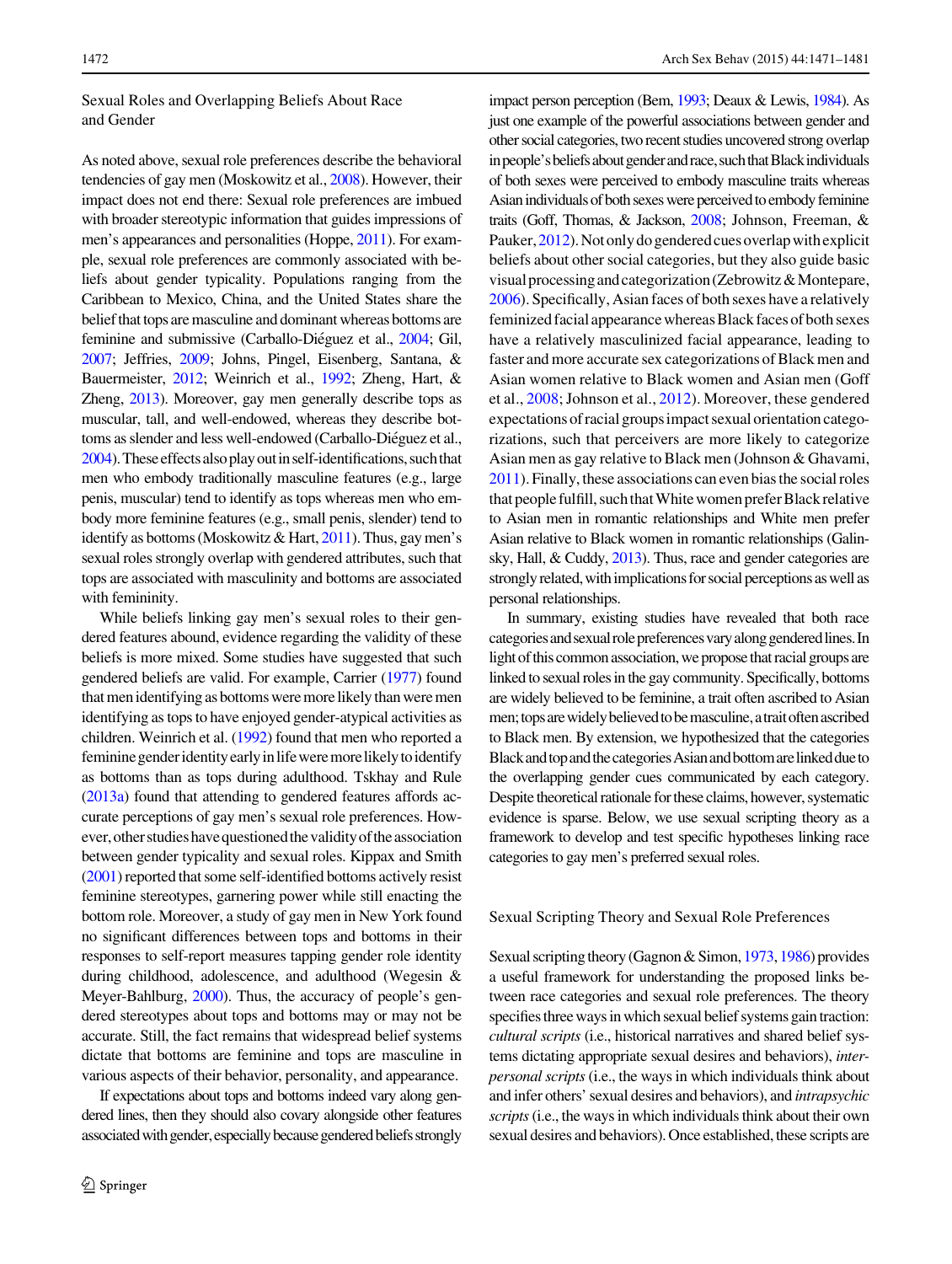## Sexual Roles and Overlapping Beliefs About Race and Gender

As noted above, sexual role preferences describe the behavioral tendencies of gay men (Moskowitz et al., 2008). However, their impact does not end there: Sexual role preferences are imbued with broader stereotypic information that guides impressions of men's appearances and personalities (Hoppe, 2011). For example, sexual role preferences are commonly associated with beliefs about gender typicality. Populations ranging from the Caribbean to Mexico, China, and the United States share the belief that tops are masculine and dominant whereas bottoms are feminine and submissive (Carballo-Diéguez et al., 2004; Gil, 2007; Jeffries, 2009; Johns, Pingel, Eisenberg, Santana, & Bauermeister, 2012; Weinrich et al., 1992; Zheng, Hart, & Zheng, 2013). Moreover, gay men generally describe tops as muscular, tall, and well-endowed, whereas they describe bottoms as slender and less well-endowed (Carballo-Diéguez et al., 2004). These effects also play out in self-identifications, such that men who embody traditionally masculine features (e.g., large penis, muscular) tend to identify as tops whereas men who embody more feminine features (e.g., small penis, slender) tend to identify as bottoms (Moskowitz & Hart, 2011). Thus, gay men's sexual roles strongly overlap with gendered attributes, such that tops are associated with masculinity and bottoms are associated with femininity.

While beliefs linking gay men's sexual roles to their gendered features abound, evidence regarding the validity of these beliefs is more mixed. Some studies have suggested that such gendered beliefs are valid. For example, Carrier (1977) found that men identifying as bottoms were more likely than were men identifying as tops to have enjoyed gender-atypical activities as children. Weinrich et al. (1992) found that men who reported a feminine gender identity early in life were more likely to identify as bottoms than as tops during adulthood. Tskhay and Rule (2013a) found that attending to gendered features affords accurate perceptions of gay men's sexual role preferences. However, other studies have questioned the validity of the association between gender typicality and sexual roles. Kippax and Smith (2001) reported that some self-identified bottoms actively resist feminine stereotypes, garnering power while still enacting the bottom role. Moreover, a study of gay men in New York found no significant differences between tops and bottoms in their responses to self-report measures tapping gender role identity during childhood, adolescence, and adulthood (Wegesin & Meyer-Bahlburg, 2000). Thus, the accuracy of people's gendered stereotypes about tops and bottoms may or may not be accurate. Still, the fact remains that widespread belief systems dictate that bottoms are feminine and tops are masculine in various aspects of their behavior, personality, and appearance.

If expectations about tops and bottoms indeed vary along gendered lines, then they should also covary alongside other features associated with gender, especially because gendered beliefs strongly impact person perception (Bem, 1993; Deaux & Lewis, 1984). As just one example of the powerful associations between gender and other social categories, two recent studies uncovered strong overlap in people's beliefs about gender and race, such that Black individuals of both sexes were perceived to embody masculine traits whereas Asian individuals of both sexes were perceived to embody feminine traits (Goff, Thomas, & Jackson, 2008; Johnson, Freeman, & Pauker, 2012). Not only do gendered cues overlap with explicit beliefs about other social categories, but they also guide basic visual processing and categorization (Zebrowitz & Montepare, 2006). Specifically, Asian faces of both sexes have a relatively feminized facial appearance whereas Black faces of both sexes have a relatively masculinized facial appearance, leading to faster and more accurate sex categorizations of Black men and Asian women relative to Black women and Asian men (Goff et al., 2008; Johnson et al., 2012). Moreover, these gendered expectations of racial groups impact sexual orientation categorizations, such that perceivers are more likely to categorize Asian men as gay relative to Black men (Johnson & Ghavami, 2011). Finally, these associations can even bias the social roles that people fulfill, such that White women prefer Black relative to Asian men in romantic relationships and White men prefer Asian relative to Black women in romantic relationships (Galinsky, Hall, & Cuddy, 2013). Thus, race and gender categories are strongly related, with implications for social perceptions as well as personal relationships.

In summary, existing studies have revealed that both race categories and sexual role preferences vary along gendered lines. In light of this common association, we propose that racial groups are linked to sexual roles in the gay community. Specifically, bottoms are widely believed to be feminine, a trait often ascribed to Asian men; tops are widely believed to be masculine, a trait often ascribed to Black men. By extension, we hypothesized that the categories Black and top and the categories Asian and bottom are linked due to the overlapping gender cues communicated by each category. Despite theoretical rationale for these claims, however, systematic evidence is sparse. Below, we use sexual scripting theory as a framework to develop and test specific hypotheses linking race categories to gay men's preferred sexual roles.

## Sexual Scripting Theory and Sexual Role Preferences

Sexual scripting theory (Gagnon & Simon, 1973, 1986) provides a useful framework for understanding the proposed links between race categories and sexual role preferences. The theory specifies three ways in which sexual belief systems gain traction: *cultural scripts* (i.e., historical narratives and shared belief systems dictating appropriate sexual desires and behaviors), *interpersonal scripts* (i.e., the ways in which individuals think about and infer others' sexual desires and behaviors), and *intrapsychic scripts* (i.e., the ways in which individuals think about their own sexual desires and behaviors). Once established, these scripts are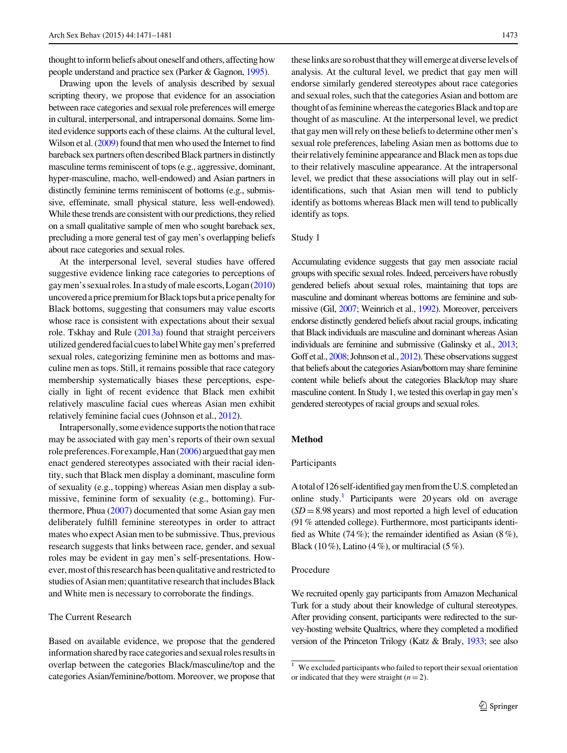thought to inform beliefs about oneself and others, affecting how people understand and practice sex (Parker & Gagnon, 1995).

Drawing upon the levels of analysis described by sexual scripting theory, we propose that evidence for an association between race categories and sexual role preferences will emerge in cultural, interpersonal, and intrapersonal domains. Some limited evidence supports each of these claims. At the cultural level, Wilson et al. (2009) found that men who used the Internet to find bareback sex partners often described Black partners in distinctly masculine terms reminiscent of tops (e.g., aggressive, dominant, hyper-masculine, macho, well-endowed) and Asian partners in distinctly feminine terms reminiscent of bottoms (e.g., submissive, effeminate, small physical stature, less well-endowed). While these trends are consistent with our predictions, they relied on a small qualitative sample of men who sought bareback sex, precluding a more general test of gay men's overlapping beliefs about race categories and sexual roles.

At the interpersonal level, several studies have offered suggestive evidence linking race categories to perceptions of gay men's sexual roles. In a study of male escorts, Logan (2010) uncovered a price premium for Black tops but a price penalty for Black bottoms, suggesting that consumers may value escorts whose race is consistent with expectations about their sexual role. Tskhay and Rule (2013a) found that straight perceivers utilized gendered facial cues to label White gay men's preferred sexual roles, categorizing feminine men as bottoms and masculine men as tops. Still, it remains possible that race category membership systematically biases these perceptions, especially in light of recent evidence that Black men exhibit relatively masculine facial cues whereas Asian men exhibit relatively feminine facial cues (Johnson et al., 2012).

Intrapersonally, some evidence supports the notion that race may be associated with gay men's reports of their own sexual role preferences. For example, Han (2006) argued that gay men enact gendered stereotypes associated with their racial identity, such that Black men display a dominant, masculine form of sexuality (e.g., topping) whereas Asian men display a submissive, feminine form of sexuality (e.g., bottoming). Furthermore, Phua (2007) documented that some Asian gay men deliberately fulfill feminine stereotypes in order to attract mates who expect Asian men to be submissive. Thus, previous research suggests that links between race, gender, and sexual roles may be evident in gay men's self-presentations. However, most of this research has been qualitative and restricted to studies of Asian men; quantitative research that includes Black and White men is necessary to corroborate the findings.

## The Current Research

Based on available evidence, we propose that the gendered information shared by race categories and sexual roles results in overlap between the categories Black/masculine/top and the categories Asian/feminine/bottom. Moreover, we propose that these links are so robust that they will emerge at diverse levels of analysis. At the cultural level, we predict that gay men will endorse similarly gendered stereotypes about race categories and sexual roles, such that the categories Asian and bottom are thought of as feminine whereas the categories Black and top are thought of as masculine. At the interpersonal level, we predict that gay men will rely on these beliefs to determine other men's sexual role preferences, labeling Asian men as bottoms due to their relatively feminine appearance and Black men as tops due to their relatively masculine appearance. At the intrapersonal level, we predict that these associations will play out in self-identifications, such that Asian men will tend to publicly identify as bottoms whereas Black men will tend to publically identify as tops.

## Study 1

Accumulating evidence suggests that gay men associate racial groups with specific sexual roles. Indeed, perceivers have robustly gendered beliefs about sexual roles, maintaining that tops are masculine and dominant whereas bottoms are feminine and submissive (Gil, 2007; Weinrich et al., 1992). Moreover, perceivers endorse distinctly gendered beliefs about racial groups, indicating that Black individuals are masculine and dominant whereas Asian individuals are feminine and submissive (Galinsky et al., 2013; Goff et al., 2008; Johnson et al., 2012). These observations suggest that beliefs about the categories Asian/bottom may share feminine content while beliefs about the categories Black/top may share masculine content. In Study 1, we tested this overlap in gay men's gendered stereotypes of racial groups and sexual roles.

## Method

### Participants

A total of 126 self-identified gay men from the U.S. completed an online study.[1] Participants were 20 years old on average ($SD = 8.98$ years) and most reported a high level of education (91 % attended college). Furthermore, most participants identified as White (74 %); the remainder identified as Asian (8 %), Black (10 %), Latino (4 %), or multiracial (5 %).

### Procedure

We recruited openly gay participants from Amazon Mechanical Turk for a study about their knowledge of cultural stereotypes. After providing consent, participants were redirected to the survey-hosting website Qualtrics, where they completed a modified version of the Princeton Trilogy (Katz & Braly, 1933; see also

---

[1] We excluded participants who failed to report their sexual orientation or indicated that they were straight ($n = 2$).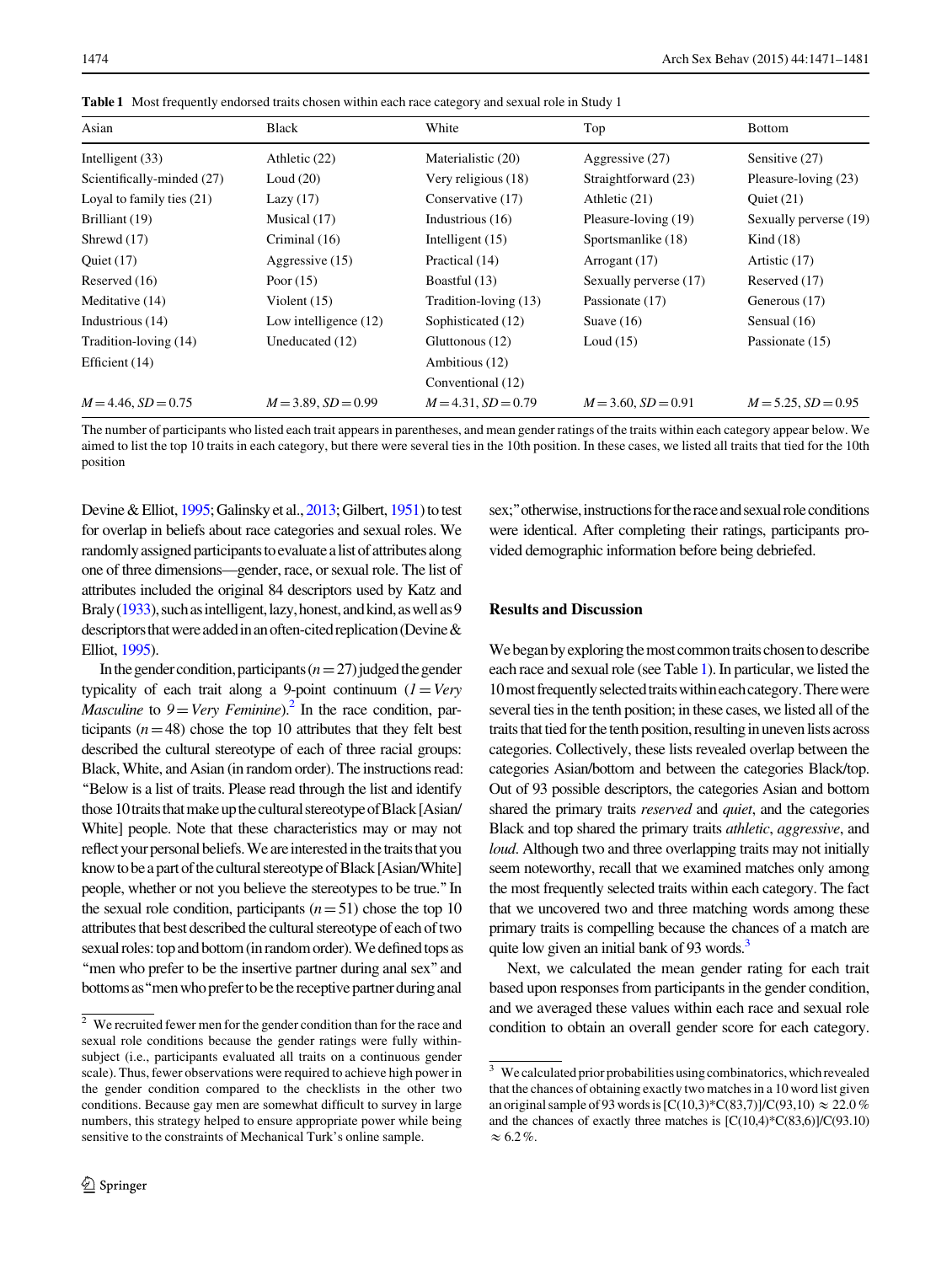**Table 1** Most frequently endorsed traits chosen within each race category and sexual role in Study 1

| Asian | Black | White | Top | Bottom |
|---|---|---|---|---|
| Intelligent (33) | Athletic (22) | Materialistic (20) | Aggressive (27) | Sensitive (27) |
| Scientifically-minded (27) | Loud (20) | Very religious (18) | Straightforward (23) | Pleasure-loving (23) |
| Loyal to family ties (21) | Lazy (17) | Conservative (17) | Athletic (21) | Quiet (21) |
| Brilliant (19) | Musical (17) | Industrious (16) | Pleasure-loving (19) | Sexually perverse (19) |
| Shrewd (17) | Criminal (16) | Intelligent (15) | Sportsmanlike (18) | Kind (18) |
| Quiet (17) | Aggressive (15) | Practical (14) | Arrogant (17) | Artistic (17) |
| Reserved (16) | Poor (15) | Boastful (13) | Sexually perverse (17) | Reserved (17) |
| Meditative (14) | Violent (15) | Tradition-loving (13) | Passionate (17) | Generous (17) |
| Industrious (14) | Low intelligence (12) | Sophisticated (12) | Suave (16) | Sensual (16) |
| Tradition-loving (14) | Uneducated (12) | Gluttonous (12) | Loud (15) | Passionate (15) |
| Efficient (14) | | Ambitious (12) | | |
| | | Conventional (12) | | |
| $M = 4.46$, $SD = 0.75$ | $M = 3.89$, $SD = 0.99$ | $M = 4.31$, $SD = 0.79$ | $M = 3.60$, $SD = 0.91$ | $M = 5.25$, $SD = 0.95$ |

The number of participants who listed each trait appears in parentheses, and mean gender ratings of the traits within each category appear below. We aimed to list the top 10 traits in each category, but there were several ties in the 10th position. In these cases, we listed all traits that tied for the 10th position

Devine & Elliot, 1995; Galinsky et al., 2013; Gilbert, 1951) to test for overlap in beliefs about race categories and sexual roles. We randomly assigned participants to evaluate a list of attributes along one of three dimensions—gender, race, or sexual role. The list of attributes included the original 84 descriptors used by Katz and Braly (1933), such as intelligent, lazy, honest, and kind, as well as 9 descriptors that were added in an often-cited replication (Devine & Elliot, 1995).

In the gender condition, participants ($n = 27$) judged the gender typicality of each trait along a 9-point continuum (*1 = Very Masculine* to *9 = Very Feminine*).[2] In the race condition, participants ($n = 48$) chose the top 10 attributes that they felt best described the cultural stereotype of each of three racial groups: Black, White, and Asian (in random order). The instructions read: "Below is a list of traits. Please read through the list and identify those 10 traits that make up the cultural stereotype of Black [Asian/White] people. Note that these characteristics may or may not reflect your personal beliefs. We are interested in the traits that you know to be a part of the cultural stereotype of Black [Asian/White] people, whether or not you believe the stereotypes to be true." In the sexual role condition, participants ($n = 51$) chose the top 10 attributes that best described the cultural stereotype of each of two sexual roles: top and bottom (in random order). We defined tops as "men who prefer to be the insertive partner during anal sex" and bottoms as "men who prefer to be the receptive partner during anal sex;" otherwise, instructions for the race and sexual role conditions were identical. After completing their ratings, participants provided demographic information before being debriefed.

## Results and Discussion

We began by exploring the most common traits chosen to describe each race and sexual role (see Table 1). In particular, we listed the 10 most frequently selected traits within each category. There were several ties in the tenth position; in these cases, we listed all of the traits that tied for the tenth position, resulting in uneven lists across categories. Collectively, these lists revealed overlap between the categories Asian/bottom and between the categories Black/top. Out of 93 possible descriptors, the categories Asian and bottom shared the primary traits *reserved* and *quiet*, and the categories Black and top shared the primary traits *athletic*, *aggressive*, and *loud*. Although two and three overlapping traits may not initially seem noteworthy, recall that we examined matches only among the most frequently selected traits within each category. The fact that we uncovered two and three matching words among these primary traits is compelling because the chances of a match are quite low given an initial bank of 93 words.[3]

Next, we calculated the mean gender rating for each trait based upon responses from participants in the gender condition, and we averaged these values within each race and sexual role condition to obtain an overall gender score for each category.

[2] We recruited fewer men for the gender condition than for the race and sexual role conditions because the gender ratings were fully within-subject (i.e., participants evaluated all traits on a continuous gender scale). Thus, fewer observations were required to achieve high power in the gender condition compared to the checklists in the other two conditions. Because gay men are somewhat difficult to survey in large numbers, this strategy helped to ensure appropriate power while being sensitive to the constraints of Mechanical Turk's online sample.

[3] We calculated prior probabilities using combinatorics, which revealed that the chances of obtaining exactly two matches in a 10 word list given an original sample of 93 words is $[C(10,3)*C(83,7)]/C(93,10) \approx 22.0\,\%$ and the chances of exactly three matches is $[C(10,4)*C(83,6)]/C(93.10) \approx 6.2\,\%$.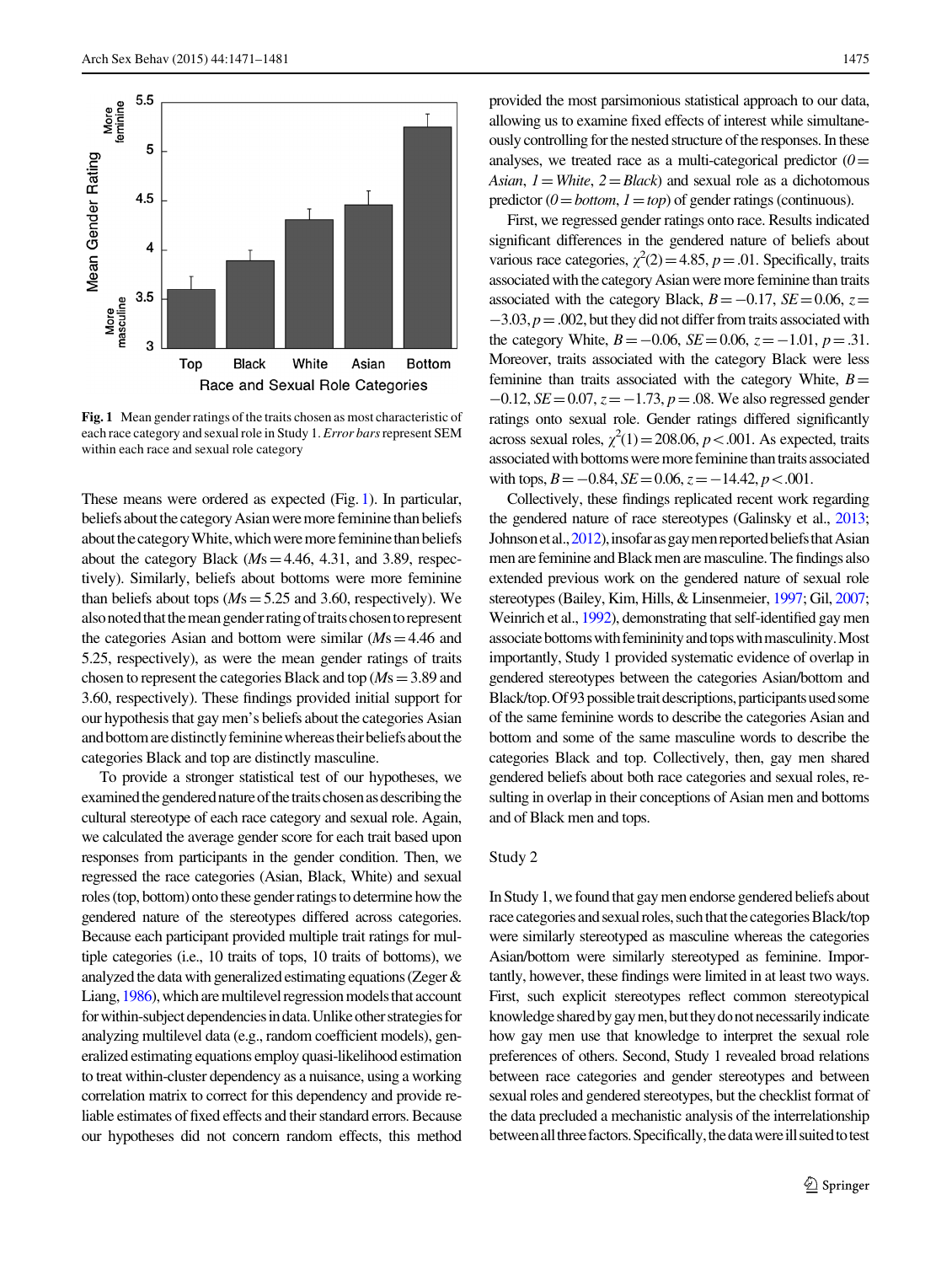Fig. 1 Mean gender ratings of the traits chosen as most characteristic of each race category and sexual role in Study 1. *Error bars* represent SEM within each race and sexual role category

These means were ordered as expected (Fig. 1). In particular, beliefs about the category Asian were more feminine than beliefs about the category White, which were more feminine than beliefs about the category Black (*M*s = 4.46, 4.31, and 3.89, respectively). Similarly, beliefs about bottoms were more feminine than beliefs about tops (*M*s = 5.25 and 3.60, respectively). We also noted that the mean gender rating of traits chosen to represent the categories Asian and bottom were similar (*M*s = 4.46 and 5.25, respectively), as were the mean gender ratings of traits chosen to represent the categories Black and top (*M*s = 3.89 and 3.60, respectively). These findings provided initial support for our hypothesis that gay men's beliefs about the categories Asian and bottom are distinctly feminine whereas their beliefs about the categories Black and top are distinctly masculine.

To provide a stronger statistical test of our hypotheses, we examined the gendered nature of the traits chosen as describing the cultural stereotype of each race category and sexual role. Again, we calculated the average gender score for each trait based upon responses from participants in the gender condition. Then, we regressed the race categories (Asian, Black, White) and sexual roles (top, bottom) onto these gender ratings to determine how the gendered nature of the stereotypes differed across categories. Because each participant provided multiple trait ratings for multiple categories (i.e., 10 traits of tops, 10 traits of bottoms), we analyzed the data with generalized estimating equations (Zeger & Liang, 1986), which are multilevel regression models that account for within-subject dependencies in data. Unlike other strategies for analyzing multilevel data (e.g., random coefficient models), generalized estimating equations employ quasi-likelihood estimation to treat within-cluster dependency as a nuisance, using a working correlation matrix to correct for this dependency and provide reliable estimates of fixed effects and their standard errors. Because our hypotheses did not concern random effects, this method provided the most parsimonious statistical approach to our data, allowing us to examine fixed effects of interest while simultaneously controlling for the nested structure of the responses. In these analyses, we treated race as a multi-categorical predictor (*0* = *Asian*, *1* = *White*, *2* = *Black*) and sexual role as a dichotomous predictor (*0* = *bottom*, *1* = *top*) of gender ratings (continuous).

First, we regressed gender ratings onto race. Results indicated significant differences in the gendered nature of beliefs about various race categories, $\chi^2(2) = 4.85$, $p = .01$. Specifically, traits associated with the category Asian were more feminine than traits associated with the category Black, $B = -0.17$, $SE = 0.06$, $z = -3.03$, $p = .002$, but they did not differ from traits associated with the category White, $B = -0.06$, $SE = 0.06$, $z = -1.01$, $p = .31$. Moreover, traits associated with the category Black were less feminine than traits associated with the category White, $B = -0.12$, $SE = 0.07$, $z = -1.73$, $p = .08$. We also regressed gender ratings onto sexual role. Gender ratings differed significantly across sexual roles, $\chi^2(1) = 208.06$, $p < .001$. As expected, traits associated with bottoms were more feminine than traits associated with tops, $B = -0.84$, $SE = 0.06$, $z = -14.42$, $p < .001$.

Collectively, these findings replicated recent work regarding the gendered nature of race stereotypes (Galinsky et al., 2013; Johnson et al., 2012), insofar as gay men reported beliefs that Asian men are feminine and Black men are masculine. The findings also extended previous work on the gendered nature of sexual role stereotypes (Bailey, Kim, Hills, & Linsenmeier, 1997; Gil, 2007; Weinrich et al., 1992), demonstrating that self-identified gay men associate bottoms with femininity and tops with masculinity. Most importantly, Study 1 provided systematic evidence of overlap in gendered stereotypes between the categories Asian/bottom and Black/top. Of 93 possible trait descriptions, participants used some of the same feminine words to describe the categories Asian and bottom and some of the same masculine words to describe the categories Black and top. Collectively, then, gay men shared gendered beliefs about both race categories and sexual roles, resulting in overlap in their conceptions of Asian men and bottoms and of Black men and tops.

## Study 2

In Study 1, we found that gay men endorse gendered beliefs about race categories and sexual roles, such that the categories Black/top were similarly stereotyped as masculine whereas the categories Asian/bottom were similarly stereotyped as feminine. Importantly, however, these findings were limited in at least two ways. First, such explicit stereotypes reflect common stereotypical knowledge shared by gay men, but they do not necessarily indicate how gay men use that knowledge to interpret the sexual role preferences of others. Second, Study 1 revealed broad relations between race categories and gender stereotypes and between sexual roles and gendered stereotypes, but the checklist format of the data precluded a mechanistic analysis of the interrelationship between all three factors. Specifically, the data were ill suited to test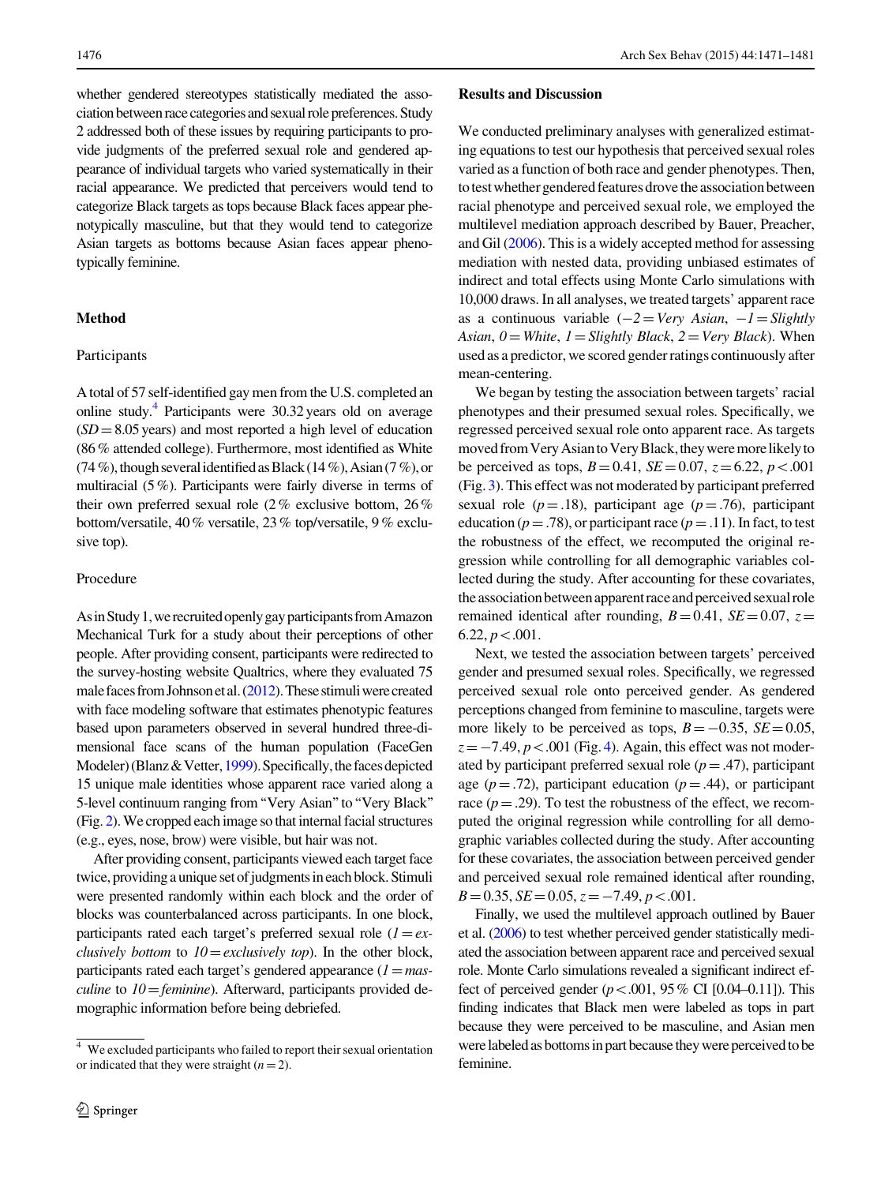whether gendered stereotypes statistically mediated the association between race categories and sexual role preferences. Study 2 addressed both of these issues by requiring participants to provide judgments of the preferred sexual role and gendered appearance of individual targets who varied systematically in their racial appearance. We predicted that perceivers would tend to categorize Black targets as tops because Black faces appear phenotypically masculine, but that they would tend to categorize Asian targets as bottoms because Asian faces appear phenotypically feminine.

## Method

### Participants

A total of 57 self-identified gay men from the U.S. completed an online study.[4] Participants were 30.32 years old on average ($SD = 8.05$ years) and most reported a high level of education (86 % attended college). Furthermore, most identified as White (74 %), though several identified as Black (14 %), Asian (7 %), or multiracial (5 %). Participants were fairly diverse in terms of their own preferred sexual role (2 % exclusive bottom, 26 % bottom/versatile, 40 % versatile, 23 % top/versatile, 9 % exclusive top).

### Procedure

As in Study 1, we recruited openly gay participants from Amazon Mechanical Turk for a study about their perceptions of other people. After providing consent, participants were redirected to the survey-hosting website Qualtrics, where they evaluated 75 male faces from Johnson et al. (2012). These stimuli were created with face modeling software that estimates phenotypic features based upon parameters observed in several hundred three-dimensional face scans of the human population (FaceGen Modeler) (Blanz & Vetter, 1999). Specifically, the faces depicted 15 unique male identities whose apparent race varied along a 5-level continuum ranging from "Very Asian" to "Very Black" (Fig. 2). We cropped each image so that internal facial structures (e.g., eyes, nose, brow) were visible, but hair was not.

After providing consent, participants viewed each target face twice, providing a unique set of judgments in each block. Stimuli were presented randomly within each block and the order of blocks was counterbalanced across participants. In one block, participants rated each target's preferred sexual role (*1 = exclusively bottom* to *10 = exclusively top*). In the other block, participants rated each target's gendered appearance (*1 = masculine* to *10 = feminine*). Afterward, participants provided demographic information before being debriefed.

[4] We excluded participants who failed to report their sexual orientation or indicated that they were straight ($n = 2$).

## Results and Discussion

We conducted preliminary analyses with generalized estimating equations to test our hypothesis that perceived sexual roles varied as a function of both race and gender phenotypes. Then, to test whether gendered features drove the association between racial phenotype and perceived sexual role, we employed the multilevel mediation approach described by Bauer, Preacher, and Gil (2006). This is a widely accepted method for assessing mediation with nested data, providing unbiased estimates of indirect and total effects using Monte Carlo simulations with 10,000 draws. In all analyses, we treated targets' apparent race as a continuous variable (*−2 = Very Asian*, *−1 = Slightly Asian*, *0 = White*, *1 = Slightly Black*, *2 = Very Black*). When used as a predictor, we scored gender ratings continuously after mean-centering.

We began by testing the association between targets' racial phenotypes and their presumed sexual roles. Specifically, we regressed perceived sexual role onto apparent race. As targets moved from Very Asian to Very Black, they were more likely to be perceived as tops, $B = 0.41$, $SE = 0.07$, $z = 6.22$, $p < .001$ (Fig. 3). This effect was not moderated by participant preferred sexual role ($p = .18$), participant age ($p = .76$), participant education ($p = .78$), or participant race ($p = .11$). In fact, to test the robustness of the effect, we recomputed the original regression while controlling for all demographic variables collected during the study. After accounting for these covariates, the association between apparent race and perceived sexual role remained identical after rounding, $B = 0.41$, $SE = 0.07$, $z = 6.22$, $p < .001$.

Next, we tested the association between targets' perceived gender and presumed sexual roles. Specifically, we regressed perceived sexual role onto perceived gender. As gendered perceptions changed from feminine to masculine, targets were more likely to be perceived as tops, $B = -0.35$, $SE = 0.05$, $z = -7.49$, $p < .001$ (Fig. 4). Again, this effect was not moderated by participant preferred sexual role ($p = .47$), participant age ($p = .72$), participant education ($p = .44$), or participant race ($p = .29$). To test the robustness of the effect, we recomputed the original regression while controlling for all demographic variables collected during the study. After accounting for these covariates, the association between perceived gender and perceived sexual role remained identical after rounding, $B = 0.35$, $SE = 0.05$, $z = -7.49$, $p < .001$.

Finally, we used the multilevel approach outlined by Bauer et al. (2006) to test whether perceived gender statistically mediated the association between apparent race and perceived sexual role. Monte Carlo simulations revealed a significant indirect effect of perceived gender ($p < .001$, 95 % CI [0.04–0.11]). This finding indicates that Black men were labeled as tops in part because they were perceived to be masculine, and Asian men were labeled as bottoms in part because they were perceived to be feminine.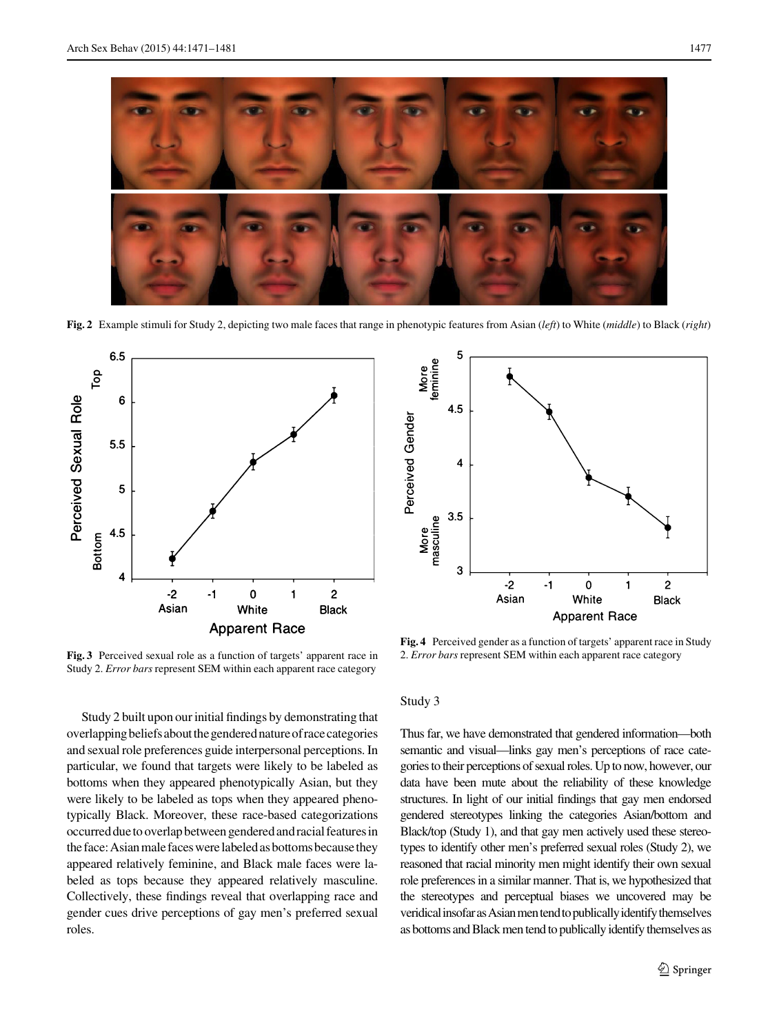Fig. 2 Example stimuli for Study 2, depicting two male faces that range in phenotypic features from Asian (*left*) to White (*middle*) to Black (*right*)

Fig. 3 Perceived sexual role as a function of targets' apparent race in Study 2. *Error bars* represent SEM within each apparent race category

Fig. 4 Perceived gender as a function of targets' apparent race in Study 2. *Error bars* represent SEM within each apparent race category

Study 2 built upon our initial findings by demonstrating that overlapping beliefs about the gendered nature of race categories and sexual role preferences guide interpersonal perceptions. In particular, we found that targets were likely to be labeled as bottoms when they appeared phenotypically Asian, but they were likely to be labeled as tops when they appeared phenotypically Black. Moreover, these race-based categorizations occurred due to overlap between gendered and racial features in the face: Asian male faces were labeled as bottoms because they appeared relatively feminine, and Black male faces were labeled as tops because they appeared relatively masculine. Collectively, these findings reveal that overlapping race and gender cues drive perceptions of gay men's preferred sexual roles.

## Study 3

Thus far, we have demonstrated that gendered information—both semantic and visual—links gay men's perceptions of race categories to their perceptions of sexual roles. Up to now, however, our data have been mute about the reliability of these knowledge structures. In light of our initial findings that gay men endorsed gendered stereotypes linking the categories Asian/bottom and Black/top (Study 1), and that gay men actively used these stereotypes to identify other men's preferred sexual roles (Study 2), we reasoned that racial minority men might identify their own sexual role preferences in a similar manner. That is, we hypothesized that the stereotypes and perceptual biases we uncovered may be veridical insofar as Asian men tend to publically identify themselves as bottoms and Black men tend to publically identify themselves as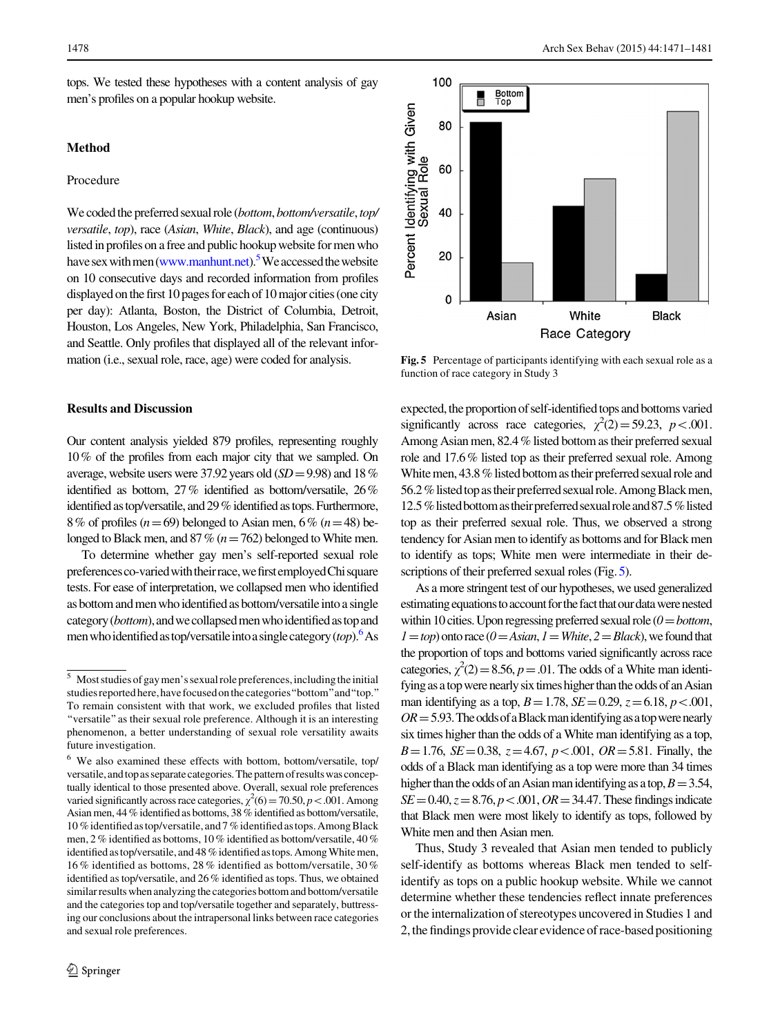tops. We tested these hypotheses with a content analysis of gay men's profiles on a popular hookup website.

## Method

### Procedure

We coded the preferred sexual role (*bottom*, *bottom/versatile*, *top/versatile*, *top*), race (*Asian*, *White*, *Black*), and age (continuous) listed in profiles on a free and public hookup website for men who have sex with men (www.manhunt.net).[5] We accessed the website on 10 consecutive days and recorded information from profiles displayed on the first 10 pages for each of 10 major cities (one city per day): Atlanta, Boston, the District of Columbia, Detroit, Houston, Los Angeles, New York, Philadelphia, San Francisco, and Seattle. Only profiles that displayed all of the relevant information (i.e., sexual role, race, age) were coded for analysis.

## Results and Discussion

Our content analysis yielded 879 profiles, representing roughly 10 % of the profiles from each major city that we sampled. On average, website users were 37.92 years old ($SD = 9.98$) and 18 % identified as bottom, 27 % identified as bottom/versatile, 26 % identified as top/versatile, and 29 % identified as tops. Furthermore, 8 % of profiles ($n = 69$) belonged to Asian men, 6 % ($n = 48$) belonged to Black men, and 87 % ($n = 762$) belonged to White men.

To determine whether gay men's self-reported sexual role preferences co-varied with their race, we first employed Chi square tests. For ease of interpretation, we collapsed men who identified as bottom and men who identified as bottom/versatile into a single category (*bottom*), and we collapsed men who identified as top and men who identified as top/versatile into a single category (*top*).[6] As expected, the proportion of self-identified tops and bottoms varied significantly across race categories, $\chi^2(2) = 59.23$, $p < .001$. Among Asian men, 82.4 % listed bottom as their preferred sexual role and 17.6 % listed top as their preferred sexual role. Among White men, 43.8 % listed bottom as their preferred sexual role and 56.2 % listed top as their preferred sexual role. Among Black men, 12.5 % listed bottom as their preferred sexual role and 87.5 % listed top as their preferred sexual role. Thus, we observed a strong tendency for Asian men to identify as bottoms and for Black men to identify as tops; White men were intermediate in their descriptions of their preferred sexual roles (Fig. 5).

Fig. 5 Percentage of participants identifying with each sexual role as a function of race category in Study 3

As a more stringent test of our hypotheses, we used generalized estimating equations to account for the fact that our data were nested within 10 cities. Upon regressing preferred sexual role (*0 = bottom*, *1 = top*) onto race (*0 = Asian*, *1 = White*, *2 = Black*), we found that the proportion of tops and bottoms varied significantly across race categories, $\chi^2(2) = 8.56$, $p = .01$. The odds of a White man identifying as a top were nearly six times higher than the odds of an Asian man identifying as a top, $B = 1.78$, $SE = 0.29$, $z = 6.18$, $p < .001$, $OR = 5.93$. The odds of a Black man identifying as a top were nearly six times higher than the odds of a White man identifying as a top, $B = 1.76$, $SE = 0.38$, $z = 4.67$, $p < .001$, $OR = 5.81$. Finally, the odds of a Black man identifying as a top were more than 34 times higher than the odds of an Asian man identifying as a top, $B = 3.54$, $SE = 0.40$, $z = 8.76$, $p < .001$, $OR = 34.47$. These findings indicate that Black men were most likely to identify as tops, followed by White men and then Asian men.

Thus, Study 3 revealed that Asian men tended to publicly self-identify as bottoms whereas Black men tended to self-identify as tops on a public hookup website. While we cannot determine whether these tendencies reflect innate preferences or the internalization of stereotypes uncovered in Studies 1 and 2, the findings provide clear evidence of race-based positioning

---

[5] Most studies of gay men's sexual role preferences, including the initial studies reported here, have focused on the categories "bottom" and "top." To remain consistent with that work, we excluded profiles that listed "versatile" as their sexual role preference. Although it is an interesting phenomenon, a better understanding of sexual role versatility awaits future investigation.

[6] We also examined these effects with bottom, bottom/versatile, top/versatile, and top as separate categories. The pattern of results was conceptually identical to those presented above. Overall, sexual role preferences varied significantly across race categories, $\chi^2(6) = 70.50$, $p < .001$. Among Asian men, 44 % identified as bottoms, 38 % identified as bottom/versatile, 10 % identified as top/versatile, and 7 % identified as tops. Among Black men, 2 % identified as bottoms, 10 % identified as bottom/versatile, 40 % identified as top/versatile, and 48 % identified as tops. Among White men, 16 % identified as bottoms, 28 % identified as bottom/versatile, 30 % identified as top/versatile, and 26 % identified as tops. Thus, we obtained similar results when analyzing the categories bottom and bottom/versatile and the categories top and top/versatile together and separately, buttressing our conclusions about the intrapersonal links between race categories and sexual role preferences.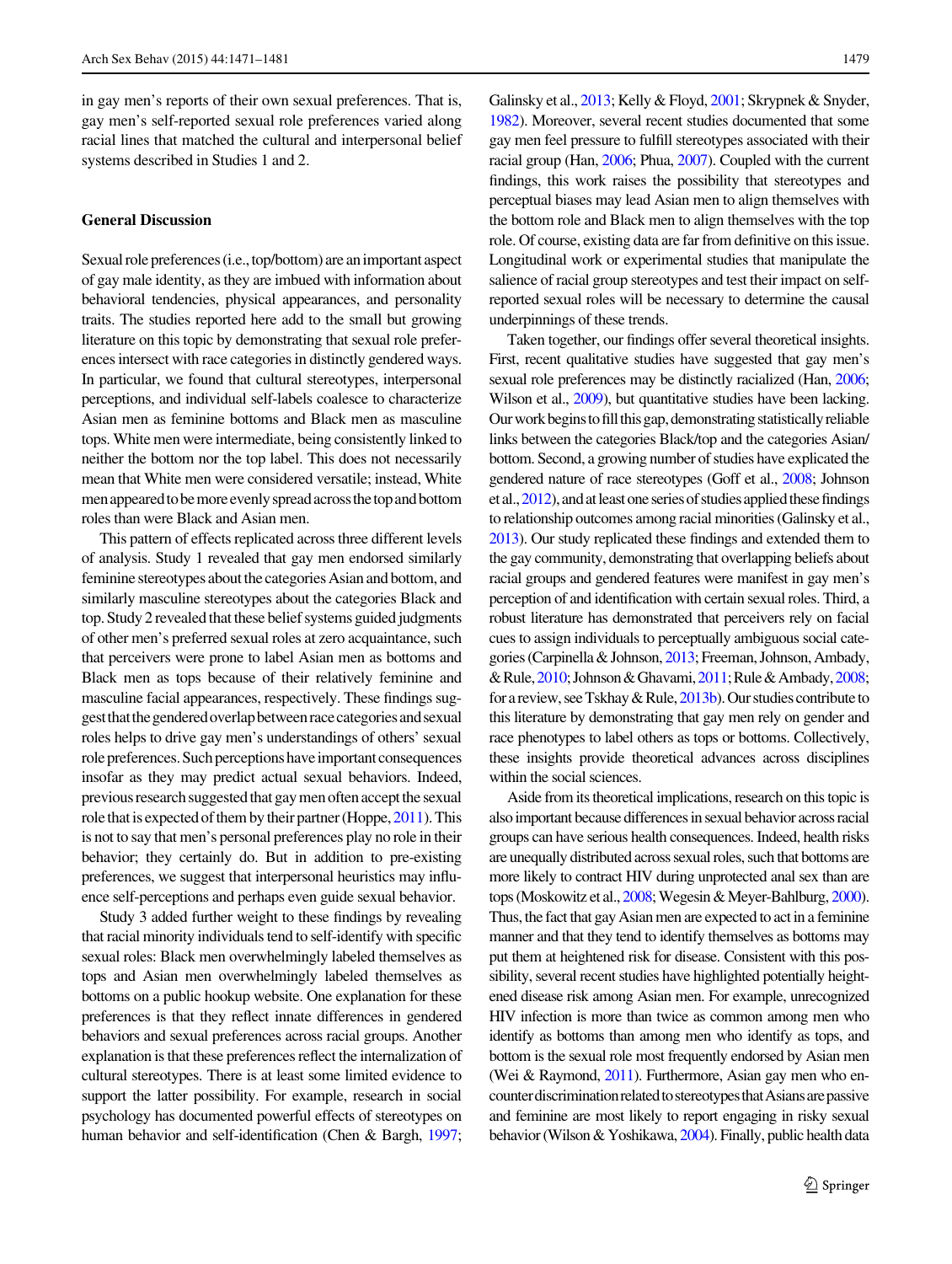in gay men's reports of their own sexual preferences. That is, gay men's self-reported sexual role preferences varied along racial lines that matched the cultural and interpersonal belief systems described in Studies 1 and 2.

## General Discussion

Sexual role preferences (i.e., top/bottom) are an important aspect of gay male identity, as they are imbued with information about behavioral tendencies, physical appearances, and personality traits. The studies reported here add to the small but growing literature on this topic by demonstrating that sexual role preferences intersect with race categories in distinctly gendered ways. In particular, we found that cultural stereotypes, interpersonal perceptions, and individual self-labels coalesce to characterize Asian men as feminine bottoms and Black men as masculine tops. White men were intermediate, being consistently linked to neither the bottom nor the top label. This does not necessarily mean that White men were considered versatile; instead, White men appeared to be more evenly spread across the top and bottom roles than were Black and Asian men.

This pattern of effects replicated across three different levels of analysis. Study 1 revealed that gay men endorsed similarly feminine stereotypes about the categories Asian and bottom, and similarly masculine stereotypes about the categories Black and top. Study 2 revealed that these belief systems guided judgments of other men's preferred sexual roles at zero acquaintance, such that perceivers were prone to label Asian men as bottoms and Black men as tops because of their relatively feminine and masculine facial appearances, respectively. These findings suggest that the gendered overlap between race categories and sexual roles helps to drive gay men's understandings of others' sexual role preferences. Such perceptions have important consequences insofar as they may predict actual sexual behaviors. Indeed, previous research suggested that gay men often accept the sexual role that is expected of them by their partner (Hoppe, 2011). This is not to say that men's personal preferences play no role in their behavior; they certainly do. But in addition to pre-existing preferences, we suggest that interpersonal heuristics may influence self-perceptions and perhaps even guide sexual behavior.

Study 3 added further weight to these findings by revealing that racial minority individuals tend to self-identify with specific sexual roles: Black men overwhelmingly labeled themselves as tops and Asian men overwhelmingly labeled themselves as bottoms on a public hookup website. One explanation for these preferences is that they reflect innate differences in gendered behaviors and sexual preferences across racial groups. Another explanation is that these preferences reflect the internalization of cultural stereotypes. There is at least some limited evidence to support the latter possibility. For example, research in social psychology has documented powerful effects of stereotypes on human behavior and self-identification (Chen & Bargh, 1997; Galinsky et al., 2013; Kelly & Floyd, 2001; Skrypnek & Snyder, 1982). Moreover, several recent studies documented that some gay men feel pressure to fulfill stereotypes associated with their racial group (Han, 2006; Phua, 2007). Coupled with the current findings, this work raises the possibility that stereotypes and perceptual biases may lead Asian men to align themselves with the bottom role and Black men to align themselves with the top role. Of course, existing data are far from definitive on this issue. Longitudinal work or experimental studies that manipulate the salience of racial group stereotypes and test their impact on self-reported sexual roles will be necessary to determine the causal underpinnings of these trends.

Taken together, our findings offer several theoretical insights. First, recent qualitative studies have suggested that gay men's sexual role preferences may be distinctly racialized (Han, 2006; Wilson et al., 2009), but quantitative studies have been lacking. Our work begins to fill this gap, demonstrating statistically reliable links between the categories Black/top and the categories Asian/bottom. Second, a growing number of studies have explicated the gendered nature of race stereotypes (Goff et al., 2008; Johnson et al., 2012), and at least one series of studies applied these findings to relationship outcomes among racial minorities (Galinsky et al., 2013). Our study replicated these findings and extended them to the gay community, demonstrating that overlapping beliefs about racial groups and gendered features were manifest in gay men's perception of and identification with certain sexual roles. Third, a robust literature has demonstrated that perceivers rely on facial cues to assign individuals to perceptually ambiguous social categories (Carpinella & Johnson, 2013; Freeman, Johnson, Ambady, & Rule, 2010; Johnson & Ghavami, 2011; Rule & Ambady, 2008; for a review, see Tskhay & Rule, 2013b). Our studies contribute to this literature by demonstrating that gay men rely on gender and race phenotypes to label others as tops or bottoms. Collectively, these insights provide theoretical advances across disciplines within the social sciences.

Aside from its theoretical implications, research on this topic is also important because differences in sexual behavior across racial groups can have serious health consequences. Indeed, health risks are unequally distributed across sexual roles, such that bottoms are more likely to contract HIV during unprotected anal sex than are tops (Moskowitz et al., 2008; Wegesin & Meyer-Bahlburg, 2000). Thus, the fact that gay Asian men are expected to act in a feminine manner and that they tend to identify themselves as bottoms may put them at heightened risk for disease. Consistent with this possibility, several recent studies have highlighted potentially heightened disease risk among Asian men. For example, unrecognized HIV infection is more than twice as common among men who identify as bottoms than among men who identify as tops, and bottom is the sexual role most frequently endorsed by Asian men (Wei & Raymond, 2011). Furthermore, Asian gay men who encounter discrimination related to stereotypes that Asians are passive and feminine are most likely to report engaging in risky sexual behavior (Wilson & Yoshikawa, 2004). Finally, public health data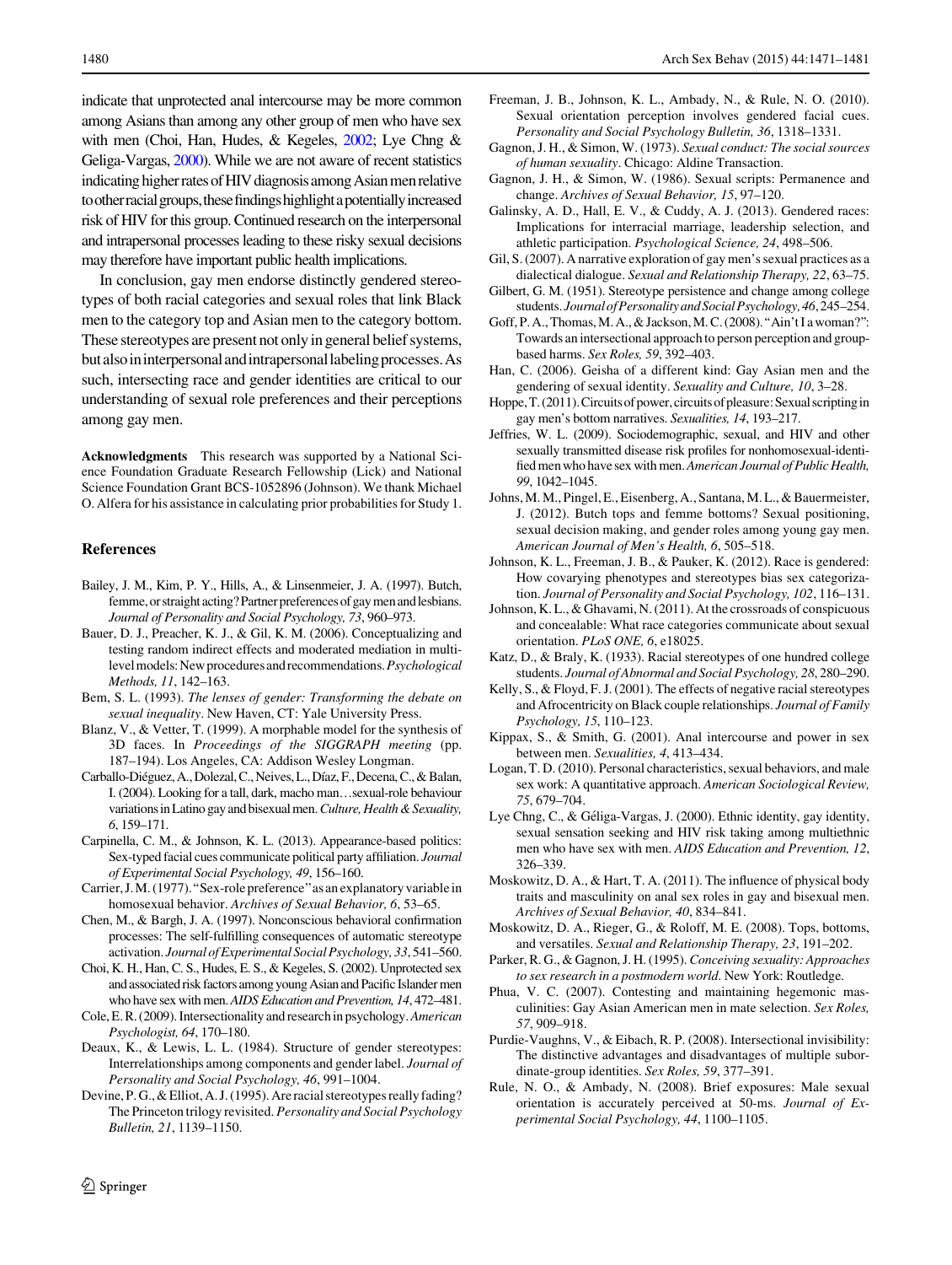indicate that unprotected anal intercourse may be more common among Asians than among any other group of men who have sex with men (Choi, Han, Hudes, & Kegeles, 2002; Lye Chng & Geliga-Vargas, 2000). While we are not aware of recent statistics indicating higher rates of HIV diagnosis among Asian men relative to other racial groups, these findings highlight a potentially increased risk of HIV for this group. Continued research on the interpersonal and intrapersonal processes leading to these risky sexual decisions may therefore have important public health implications.

In conclusion, gay men endorse distinctly gendered stereotypes of both racial categories and sexual roles that link Black men to the category top and Asian men to the category bottom. These stereotypes are present not only in general belief systems, but also in interpersonal and intrapersonal labeling processes. As such, intersecting race and gender identities are critical to our understanding of sexual role preferences and their perceptions among gay men.

**Acknowledgments** This research was supported by a National Science Foundation Graduate Research Fellowship (Lick) and National Science Foundation Grant BCS-1052896 (Johnson). We thank Michael O. Alfera for his assistance in calculating prior probabilities for Study 1.

## References

Bailey, J. M., Kim, P. Y., Hills, A., & Linsenmeier, J. A. (1997). Butch, femme, or straight acting? Partner preferences of gay men and lesbians. *Journal of Personality and Social Psychology, 73*, 960–973.

Bauer, D. J., Preacher, K. J., & Gil, K. M. (2006). Conceptualizing and testing random indirect effects and moderated mediation in multilevel models: New procedures and recommendations. *Psychological Methods, 11*, 142–163.

Bem, S. L. (1993). *The lenses of gender: Transforming the debate on sexual inequality*. New Haven, CT: Yale University Press.

Blanz, V., & Vetter, T. (1999). A morphable model for the synthesis of 3D faces. In *Proceedings of the SIGGRAPH meeting* (pp. 187–194). Los Angeles, CA: Addison Wesley Longman.

Carballo-Diéguez, A., Dolezal, C., Neives, L., Díaz, F., Decena, C., & Balan, I. (2004). Looking for a tall, dark, macho man…sexual-role behaviour variations in Latino gay and bisexual men. *Culture, Health & Sexuality, 6*, 159–171.

Carpinella, C. M., & Johnson, K. L. (2013). Appearance-based politics: Sex-typed facial cues communicate political party affiliation. *Journal of Experimental Social Psychology, 49*, 156–160.

Carrier, J. M. (1977). "Sex-role preference" as an explanatory variable in homosexual behavior. *Archives of Sexual Behavior, 6*, 53–65.

Chen, M., & Bargh, J. A. (1997). Nonconscious behavioral confirmation processes: The self-fulfilling consequences of automatic stereotype activation. *Journal of Experimental Social Psychology, 33*, 541–560.

Choi, K. H., Han, C. S., Hudes, E. S., & Kegeles, S. (2002). Unprotected sex and associated risk factors among young Asian and Pacific Islander men who have sex with men. *AIDS Education and Prevention, 14*, 472–481.

Cole, E. R. (2009). Intersectionality and research in psychology. *American Psychologist, 64*, 170–180.

Deaux, K., & Lewis, L. L. (1984). Structure of gender stereotypes: Interrelationships among components and gender label. *Journal of Personality and Social Psychology, 46*, 991–1004.

Devine, P. G., & Elliot, A. J. (1995). Are racial stereotypes really fading? The Princeton trilogy revisited. *Personality and Social Psychology Bulletin, 21*, 1139–1150.

Freeman, J. B., Johnson, K. L., Ambady, N., & Rule, N. O. (2010). Sexual orientation perception involves gendered facial cues. *Personality and Social Psychology Bulletin, 36*, 1318–1331.

Gagnon, J. H., & Simon, W. (1973). *Sexual conduct: The social sources of human sexuality*. Chicago: Aldine Transaction.

Gagnon, J. H., & Simon, W. (1986). Sexual scripts: Permanence and change. *Archives of Sexual Behavior, 15*, 97–120.

Galinsky, A. D., Hall, E. V., & Cuddy, A. J. (2013). Gendered races: Implications for interracial marriage, leadership selection, and athletic participation. *Psychological Science, 24*, 498–506.

Gil, S. (2007). A narrative exploration of gay men's sexual practices as a dialectical dialogue. *Sexual and Relationship Therapy, 22*, 63–75.

Gilbert, G. M. (1951). Stereotype persistence and change among college students. *Journal of Personality and Social Psychology, 46*, 245–254.

Goff, P. A., Thomas, M. A., & Jackson, M. C. (2008). "Ain't I a woman?": Towards an intersectional approach to person perception and group-based harms. *Sex Roles, 59*, 392–403.

Han, C. (2006). Geisha of a different kind: Gay Asian men and the gendering of sexual identity. *Sexuality and Culture, 10*, 3–28.

Hoppe, T. (2011). Circuits of power, circuits of pleasure: Sexual scripting in gay men's bottom narratives. *Sexualities, 14*, 193–217.

Jeffries, W. L. (2009). Sociodemographic, sexual, and HIV and other sexually transmitted disease risk profiles for nonhomosexual-identified men who have sex with men. *American Journal of Public Health, 99*, 1042–1045.

Johns, M. M., Pingel, E., Eisenberg, A., Santana, M. L., & Bauermeister, J. (2012). Butch tops and femme bottoms? Sexual positioning, sexual decision making, and gender roles among young gay men. *American Journal of Men's Health, 6*, 505–518.

Johnson, K. L., Freeman, J. B., & Pauker, K. (2012). Race is gendered: How covarying phenotypes and stereotypes bias sex categorization. *Journal of Personality and Social Psychology, 102*, 116–131.

Johnson, K. L., & Ghavami, N. (2011). At the crossroads of conspicuous and concealable: What race categories communicate about sexual orientation. *PLoS ONE, 6*, e18025.

Katz, D., & Braly, K. (1933). Racial stereotypes of one hundred college students. *Journal of Abnormal and Social Psychology, 28*, 280–290.

Kelly, S., & Floyd, F. J. (2001). The effects of negative racial stereotypes and Afrocentricity on Black couple relationships. *Journal of Family Psychology, 15*, 110–123.

Kippax, S., & Smith, G. (2001). Anal intercourse and power in sex between men. *Sexualities, 4*, 413–434.

Logan, T. D. (2010). Personal characteristics, sexual behaviors, and male sex work: A quantitative approach. *American Sociological Review, 75*, 679–704.

Lye Chng, C., & Géliga-Vargas, J. (2000). Ethnic identity, gay identity, sexual sensation seeking and HIV risk taking among multiethnic men who have sex with men. *AIDS Education and Prevention, 12*, 326–339.

Moskowitz, D. A., & Hart, T. A. (2011). The influence of physical body traits and masculinity on anal sex roles in gay and bisexual men. *Archives of Sexual Behavior, 40*, 834–841.

Moskowitz, D. A., Rieger, G., & Roloff, M. E. (2008). Tops, bottoms, and versatiles. *Sexual and Relationship Therapy, 23*, 191–202.

Parker, R. G., & Gagnon, J. H. (1995). *Conceiving sexuality: Approaches to sex research in a postmodern world*. New York: Routledge.

Phua, V. C. (2007). Contesting and maintaining hegemonic masculinities: Gay Asian American men in mate selection. *Sex Roles, 57*, 909–918.

Purdie-Vaughns, V., & Eibach, R. P. (2008). Intersectional invisibility: The distinctive advantages and disadvantages of multiple subordinate-group identities. *Sex Roles, 59*, 377–391.

Rule, N. O., & Ambady, N. (2008). Brief exposures: Male sexual orientation is accurately perceived at 50-ms. *Journal of Experimental Social Psychology, 44*, 1100–1105.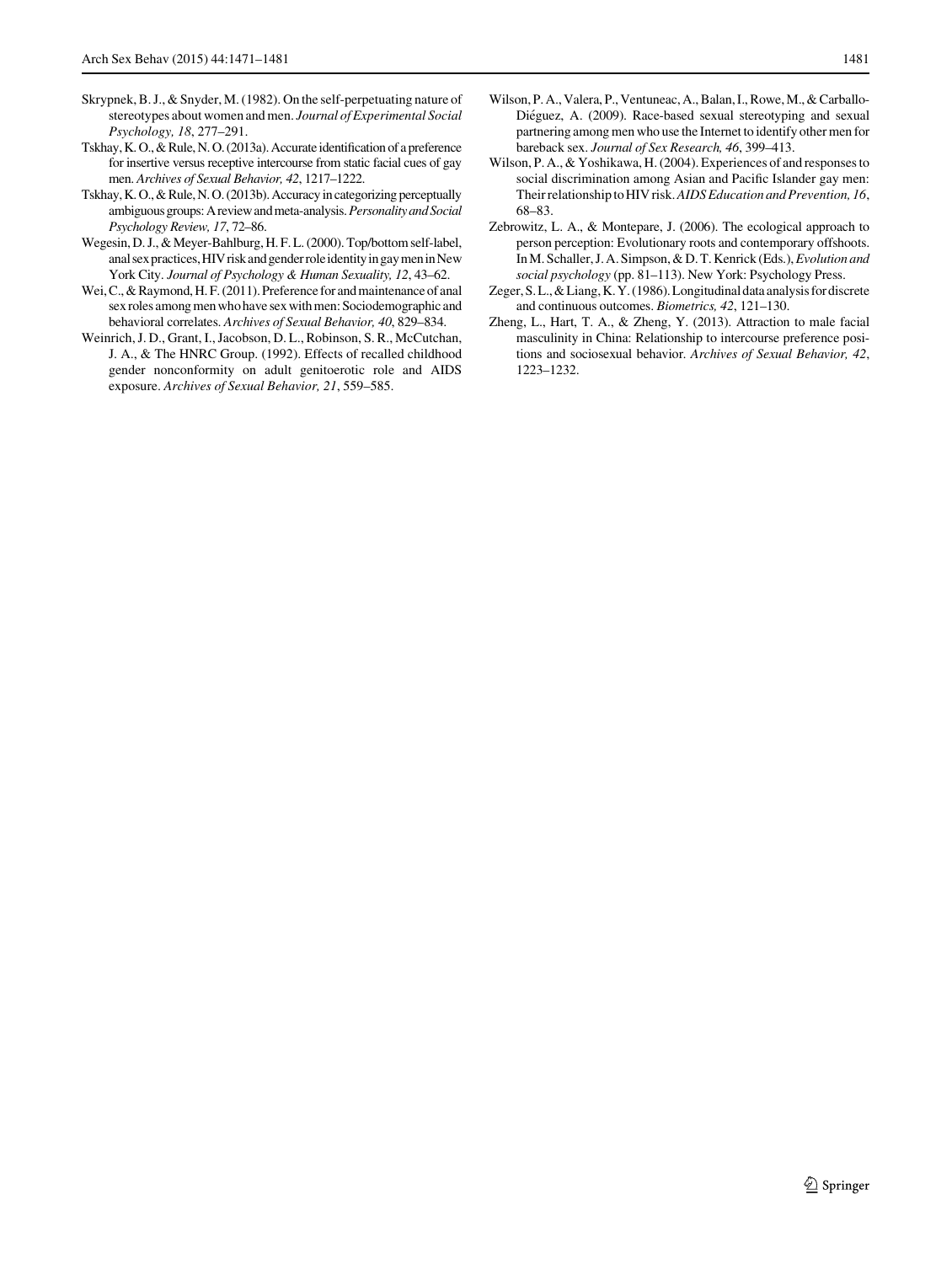Skrypnek, B. J., & Snyder, M. (1982). On the self-perpetuating nature of stereotypes about women and men. *Journal of Experimental Social Psychology, 18*, 277–291.

Tskhay, K. O., & Rule, N. O. (2013a). Accurate identification of a preference for insertive versus receptive intercourse from static facial cues of gay men. *Archives of Sexual Behavior, 42*, 1217–1222.

Tskhay, K. O., & Rule, N. O. (2013b). Accuracy in categorizing perceptually ambiguous groups: A review and meta-analysis. *Personality and Social Psychology Review, 17*, 72–86.

Wegesin, D. J., & Meyer-Bahlburg, H. F. L. (2000). Top/bottom self-label, anal sex practices, HIV risk and gender role identity in gay men in New York City. *Journal of Psychology & Human Sexuality, 12*, 43–62.

Wei, C., & Raymond, H. F. (2011). Preference for and maintenance of anal sex roles among men who have sex with men: Sociodemographic and behavioral correlates. *Archives of Sexual Behavior, 40*, 829–834.

Weinrich, J. D., Grant, I., Jacobson, D. L., Robinson, S. R., McCutchan, J. A., & The HNRC Group. (1992). Effects of recalled childhood gender nonconformity on adult genitoerotic role and AIDS exposure. *Archives of Sexual Behavior, 21*, 559–585.

Wilson, P. A., Valera, P., Ventuneac, A., Balan, I., Rowe, M., & Carballo-Diéguez, A. (2009). Race-based sexual stereotyping and sexual partnering among men who use the Internet to identify other men for bareback sex. *Journal of Sex Research, 46*, 399–413.

Wilson, P. A., & Yoshikawa, H. (2004). Experiences of and responses to social discrimination among Asian and Pacific Islander gay men: Their relationship to HIV risk. *AIDS Education and Prevention, 16*, 68–83.

Zebrowitz, L. A., & Montepare, J. (2006). The ecological approach to person perception: Evolutionary roots and contemporary offshoots. In M. Schaller, J. A. Simpson, & D. T. Kenrick (Eds.), *Evolution and social psychology* (pp. 81–113). New York: Psychology Press.

Zeger, S. L., & Liang, K. Y. (1986). Longitudinal data analysis for discrete and continuous outcomes. *Biometrics, 42*, 121–130.

Zheng, L., Hart, T. A., & Zheng, Y. (2013). Attraction to male facial masculinity in China: Relationship to intercourse preference positions and sociosexual behavior. *Archives of Sexual Behavior, 42*, 1223–1232.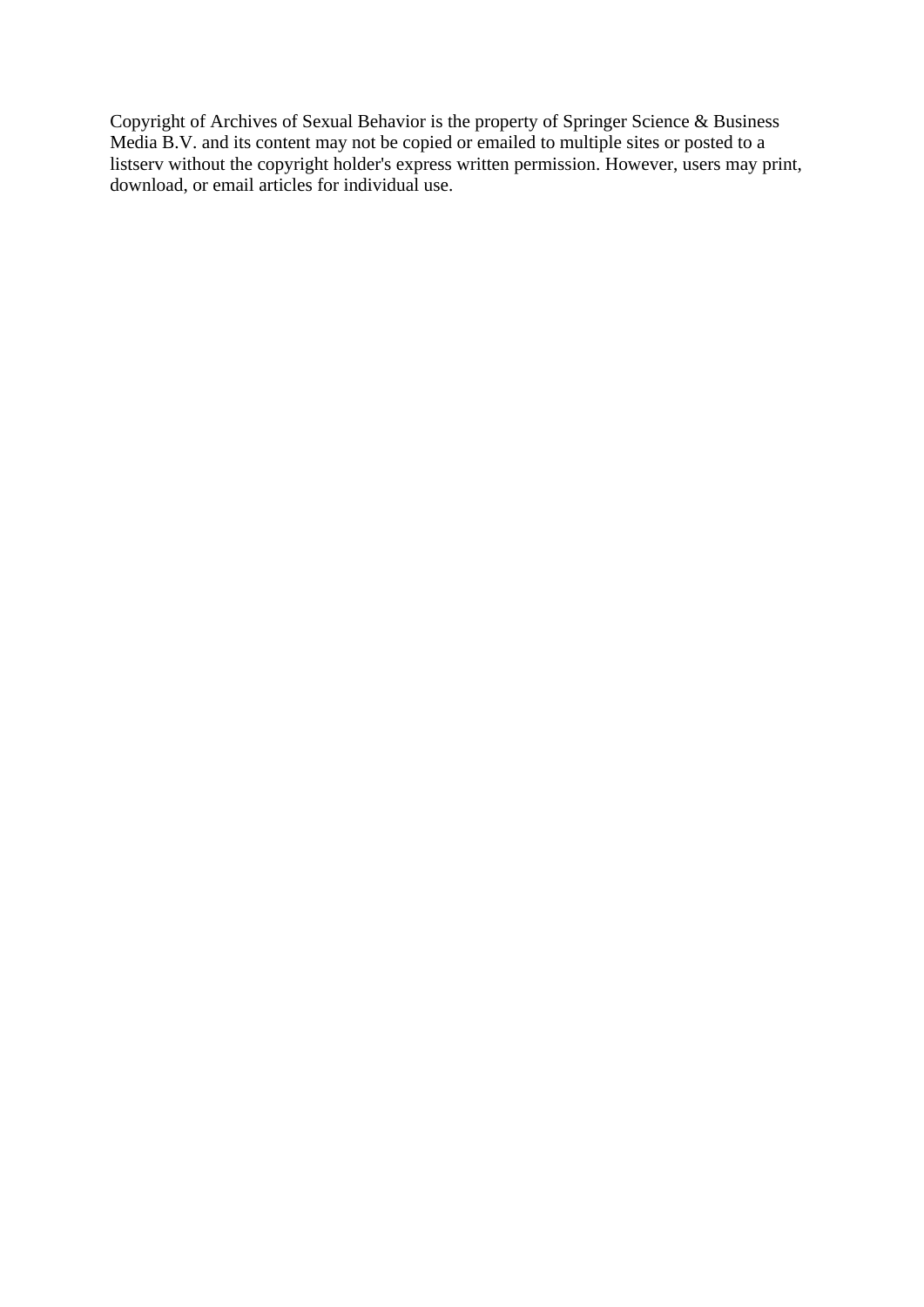Copyright of Archives of Sexual Behavior is the property of Springer Science & Business Media B.V. and its content may not be copied or emailed to multiple sites or posted to a listserv without the copyright holder's express written permission. However, users may print, download, or email articles for individual use.